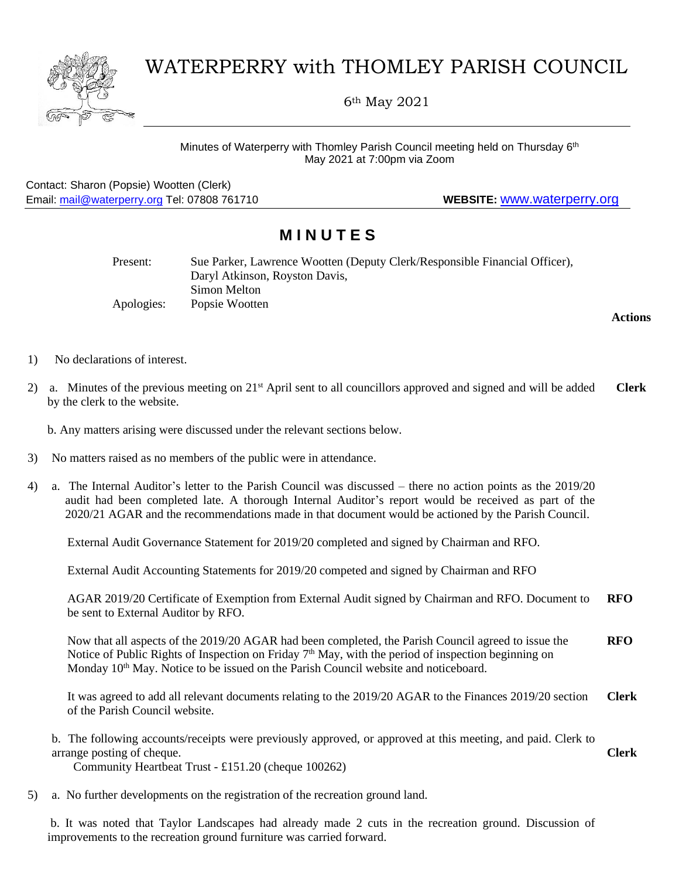# WATERPERRY with THOMLEY PARISH COUNCIL

6th May 2021

Minutes of Waterperry with Thomley Parish Council meeting held on Thursday 6th May 2021 at 7:00pm via Zoom

Contact: Sharon (Popsie) Wootten (Clerk)
Email: mail@waterperry.org Tel: 07808 761710 **WEBSITE:** www.waterperry.org

## MINUTES

Present: Sue Parker, Lawrence Wootten (Deputy Clerk/Responsible Financial Officer), Daryl Atkinson, Royston Davis, Simon Melton

Apologies: Popsie Wootten

**Actions**

1) No declarations of interest.

2) a. Minutes of the previous meeting on 21st April sent to all councillors approved and signed and will be added by the clerk to the website. **Clerk**

b. Any matters arising were discussed under the relevant sections below.

3) No matters raised as no members of the public were in attendance.

4) a. The Internal Auditor's letter to the Parish Council was discussed – there no action points as the 2019/20 audit had been completed late. A thorough Internal Auditor's report would be received as part of the 2020/21 AGAR and the recommendations made in that document would be actioned by the Parish Council.

External Audit Governance Statement for 2019/20 completed and signed by Chairman and RFO.

External Audit Accounting Statements for 2019/20 competed and signed by Chairman and RFO

AGAR 2019/20 Certificate of Exemption from External Audit signed by Chairman and RFO. Document to be sent to External Auditor by RFO. **RFO**

Now that all aspects of the 2019/20 AGAR had been completed, the Parish Council agreed to issue the Notice of Public Rights of Inspection on Friday 7th May, with the period of inspection beginning on Monday 10th May. Notice to be issued on the Parish Council website and noticeboard. **RFO**

It was agreed to add all relevant documents relating to the 2019/20 AGAR to the Finances 2019/20 section of the Parish Council website. **Clerk**

b. The following accounts/receipts were previously approved, or approved at this meeting, and paid. Clerk to arrange posting of cheque. **Clerk**

Community Heartbeat Trust - £151.20 (cheque 100262)

5) a. No further developments on the registration of the recreation ground land.

b. It was noted that Taylor Landscapes had already made 2 cuts in the recreation ground. Discussion of improvements to the recreation ground furniture was carried forward.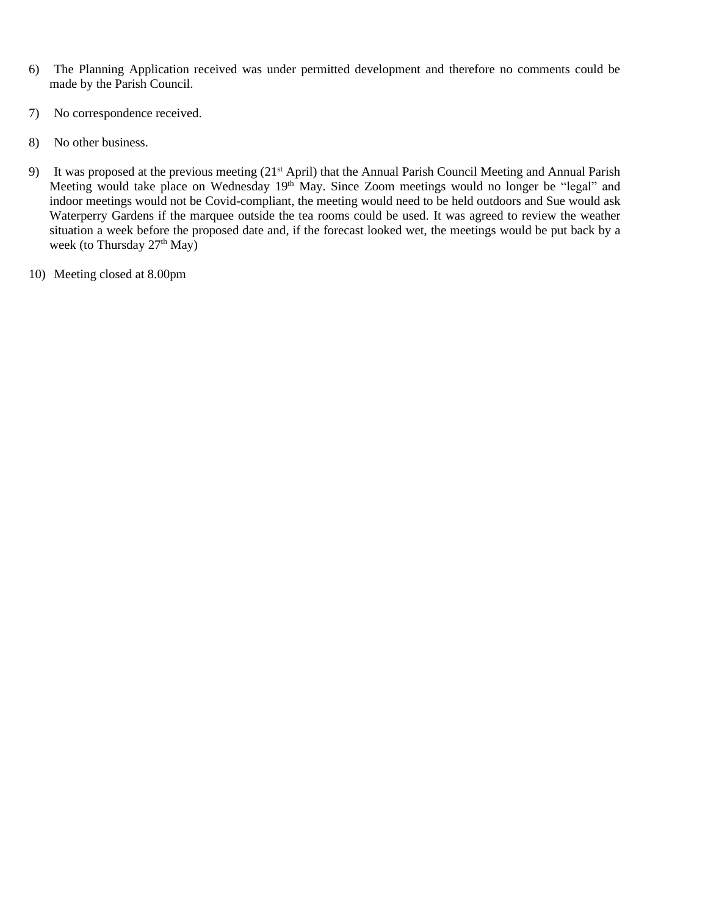6) The Planning Application received was under permitted development and therefore no comments could be made by the Parish Council.

7) No correspondence received.

8) No other business.

9) It was proposed at the previous meeting (21st April) that the Annual Parish Council Meeting and Annual Parish Meeting would take place on Wednesday 19th May. Since Zoom meetings would no longer be "legal" and indoor meetings would not be Covid-compliant, the meeting would need to be held outdoors and Sue would ask Waterperry Gardens if the marquee outside the tea rooms could be used. It was agreed to review the weather situation a week before the proposed date and, if the forecast looked wet, the meetings would be put back by a week (to Thursday 27th May)

10) Meeting closed at 8.00pm